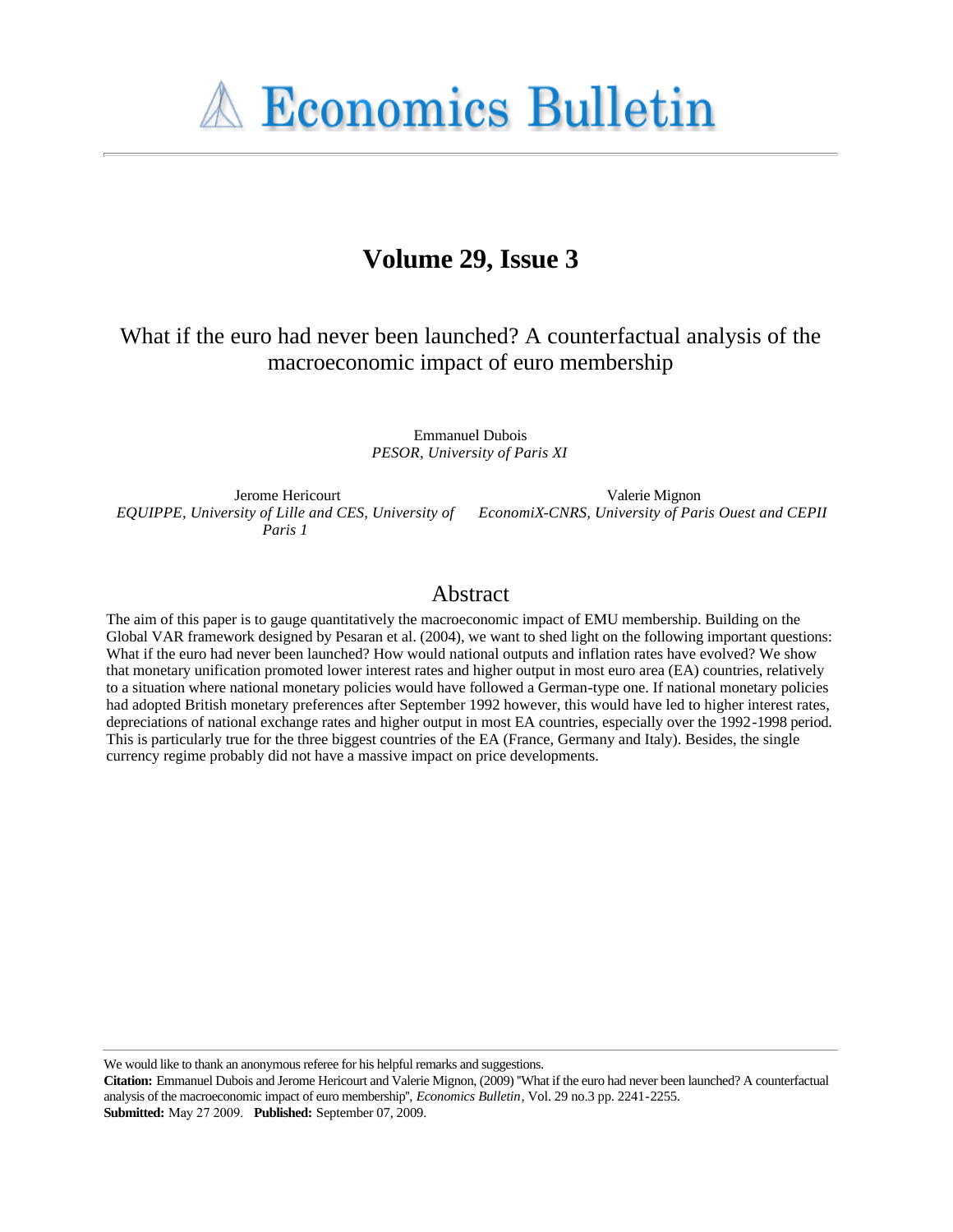# Economics Bulletin

## Volume 29, Issue 3

What if the euro had never been launched? A counterfactual analysis of the macroeconomic impact of euro membership

Emmanuel Dubois
*PESOR, University of Paris XI*

Jerome Hericourt
*EQUIPPE, University of Lille and CES, University of Paris 1*

Valerie Mignon
*EconomiX-CNRS, University of Paris Ouest and CEPII*

## Abstract

The aim of this paper is to gauge quantitatively the macroeconomic impact of EMU membership. Building on the Global VAR framework designed by Pesaran et al. (2004), we want to shed light on the following important questions: What if the euro had never been launched? How would national outputs and inflation rates have evolved? We show that monetary unification promoted lower interest rates and higher output in most euro area (EA) countries, relatively to a situation where national monetary policies would have followed a German-type one. If national monetary policies had adopted British monetary preferences after September 1992 however, this would have led to higher interest rates, depreciations of national exchange rates and higher output in most EA countries, especially over the 1992-1998 period. This is particularly true for the three biggest countries of the EA (France, Germany and Italy). Besides, the single currency regime probably did not have a massive impact on price developments.

---

We would like to thank an anonymous referee for his helpful remarks and suggestions.

**Citation:** Emmanuel Dubois and Jerome Hericourt and Valerie Mignon, (2009) "What if the euro had never been launched? A counterfactual analysis of the macroeconomic impact of euro membership", *Economics Bulletin*, Vol. 29 no.3 pp. 2241-2255.

**Submitted:** May 27 2009. **Published:** September 07, 2009.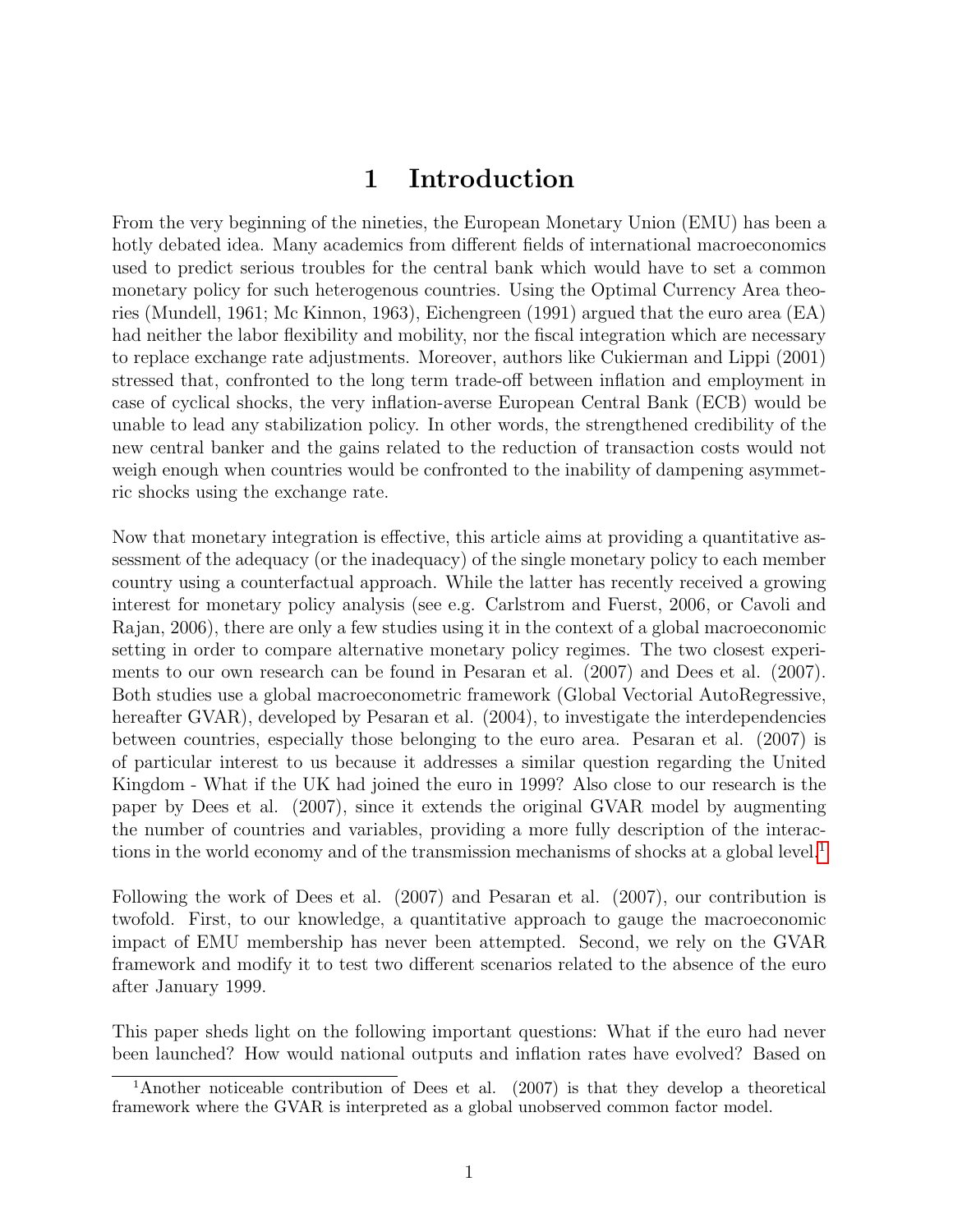# 1 Introduction

From the very beginning of the nineties, the European Monetary Union (EMU) has been a hotly debated idea. Many academics from different fields of international macroeconomics used to predict serious troubles for the central bank which would have to set a common monetary policy for such heterogenous countries. Using the Optimal Currency Area theories (Mundell, 1961; Mc Kinnon, 1963), Eichengreen (1991) argued that the euro area (EA) had neither the labor flexibility and mobility, nor the fiscal integration which are necessary to replace exchange rate adjustments. Moreover, authors like Cukierman and Lippi (2001) stressed that, confronted to the long term trade-off between inflation and employment in case of cyclical shocks, the very inflation-averse European Central Bank (ECB) would be unable to lead any stabilization policy. In other words, the strengthened credibility of the new central banker and the gains related to the reduction of transaction costs would not weigh enough when countries would be confronted to the inability of dampening asymmetric shocks using the exchange rate.

Now that monetary integration is effective, this article aims at providing a quantitative assessment of the adequacy (or the inadequacy) of the single monetary policy to each member country using a counterfactual approach. While the latter has recently received a growing interest for monetary policy analysis (see e.g. Carlstrom and Fuerst, 2006, or Cavoli and Rajan, 2006), there are only a few studies using it in the context of a global macroeconomic setting in order to compare alternative monetary policy regimes. The two closest experiments to our own research can be found in Pesaran et al. (2007) and Dees et al. (2007). Both studies use a global macroeconometric framework (Global Vectorial AutoRegressive, hereafter GVAR), developed by Pesaran et al. (2004), to investigate the interdependencies between countries, especially those belonging to the euro area. Pesaran et al. (2007) is of particular interest to us because it addresses a similar question regarding the United Kingdom - What if the UK had joined the euro in 1999? Also close to our research is the paper by Dees et al. (2007), since it extends the original GVAR model by augmenting the number of countries and variables, providing a more fully description of the interactions in the world economy and of the transmission mechanisms of shocks at a global level.[1]

Following the work of Dees et al. (2007) and Pesaran et al. (2007), our contribution is twofold. First, to our knowledge, a quantitative approach to gauge the macroeconomic impact of EMU membership has never been attempted. Second, we rely on the GVAR framework and modify it to test two different scenarios related to the absence of the euro after January 1999.

This paper sheds light on the following important questions: What if the euro had never been launched? How would national outputs and inflation rates have evolved? Based on

[1] Another noticeable contribution of Dees et al. (2007) is that they develop a theoretical framework where the GVAR is interpreted as a global unobserved common factor model.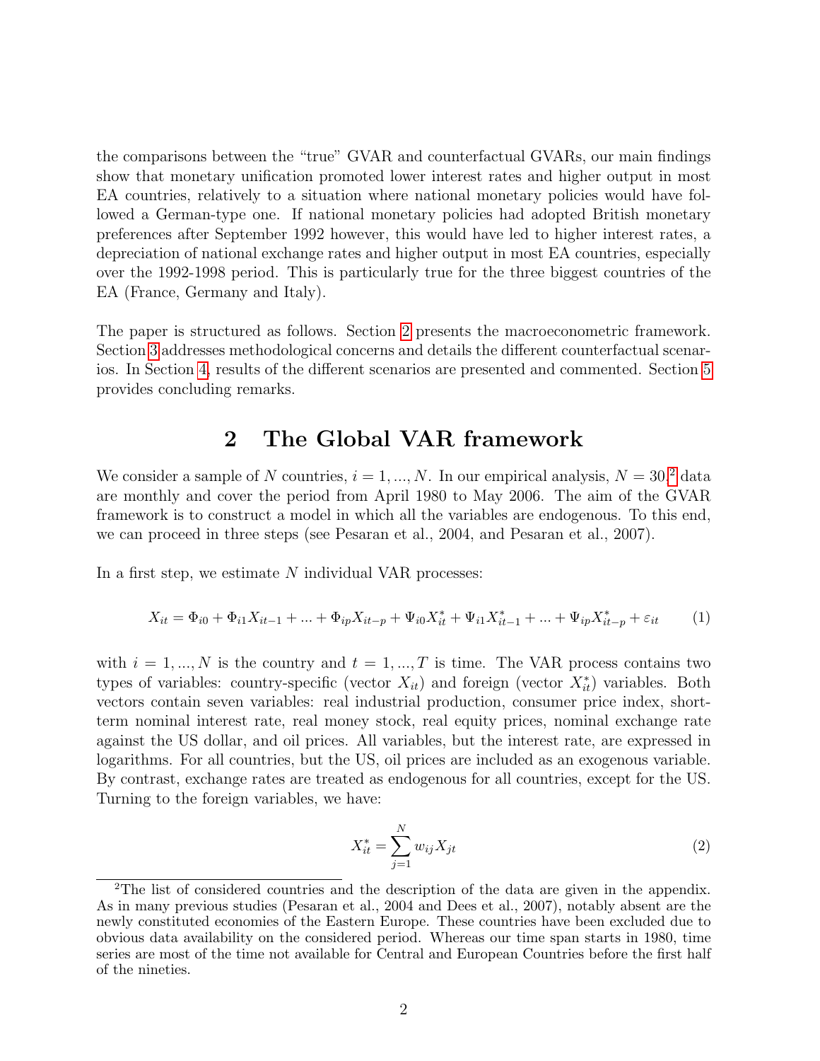the comparisons between the "true" GVAR and counterfactual GVARs, our main findings show that monetary unification promoted lower interest rates and higher output in most EA countries, relatively to a situation where national monetary policies would have followed a German-type one. If national monetary policies had adopted British monetary preferences after September 1992 however, this would have led to higher interest rates, a depreciation of national exchange rates and higher output in most EA countries, especially over the 1992-1998 period. This is particularly true for the three biggest countries of the EA (France, Germany and Italy).

The paper is structured as follows. Section 2 presents the macroeconometric framework. Section 3 addresses methodological concerns and details the different counterfactual scenarios. In Section 4, results of the different scenarios are presented and commented. Section 5 provides concluding remarks.

# 2 The Global VAR framework

We consider a sample of $N$ countries, $i = 1, ..., N$. In our empirical analysis, $N = 30$.[2] data are monthly and cover the period from April 1980 to May 2006. The aim of the GVAR framework is to construct a model in which all the variables are endogenous. To this end, we can proceed in three steps (see Pesaran et al., 2004, and Pesaran et al., 2007).

In a first step, we estimate $N$ individual VAR processes:

$$X_{it} = \Phi_{i0} + \Phi_{i1} X_{it-1} + ... + \Phi_{ip} X_{it-p} + \Psi_{i0} X^*_{it} + \Psi_{i1} X^*_{it-1} + ... + \Psi_{ip} X^*_{it-p} + \varepsilon_{it} \tag{1}$$

with $i = 1, ..., N$ is the country and $t = 1, ..., T$ is time. The VAR process contains two types of variables: country-specific (vector $X_{it}$) and foreign (vector $X^*_{it}$) variables. Both vectors contain seven variables: real industrial production, consumer price index, short-term nominal interest rate, real money stock, real equity prices, nominal exchange rate against the US dollar, and oil prices. All variables, but the interest rate, are expressed in logarithms. For all countries, but the US, oil prices are included as an exogenous variable. By contrast, exchange rates are treated as endogenous for all countries, except for the US. Turning to the foreign variables, we have:

$$X^*_{it} = \sum_{j=1}^{N} w_{ij} X_{jt} \tag{2}$$

[2] The list of considered countries and the description of the data are given in the appendix. As in many previous studies (Pesaran et al., 2004 and Dees et al., 2007), notably absent are the newly constituted economies of the Eastern Europe. These countries have been excluded due to obvious data availability on the considered period. Whereas our time span starts in 1980, time series are most of the time not available for Central and European Countries before the first half of the nineties.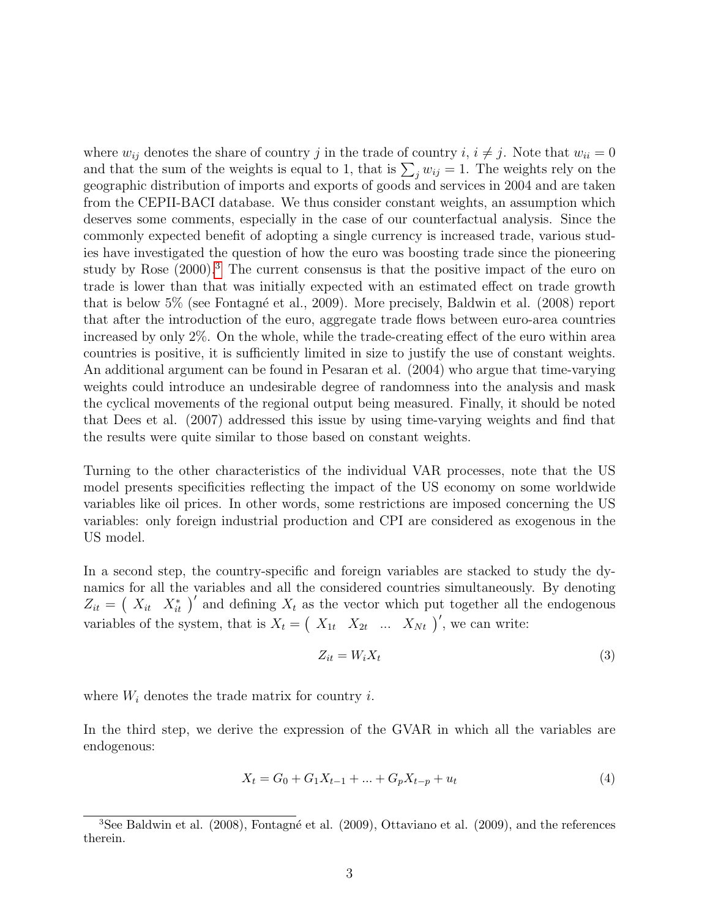where $w_{ij}$ denotes the share of country $j$ in the trade of country $i$, $i \neq j$. Note that $w_{ii} = 0$ and that the sum of the weights is equal to 1, that is $\sum_j w_{ij} = 1$. The weights rely on the geographic distribution of imports and exports of goods and services in 2004 and are taken from the CEPII-BACI database. We thus consider constant weights, an assumption which deserves some comments, especially in the case of our counterfactual analysis. Since the commonly expected benefit of adopting a single currency is increased trade, various studies have investigated the question of how the euro was boosting trade since the pioneering study by Rose (2000).[3] The current consensus is that the positive impact of the euro on trade is lower than that was initially expected with an estimated effect on trade growth that is below 5% (see Fontagné et al., 2009). More precisely, Baldwin et al. (2008) report that after the introduction of the euro, aggregate trade flows between euro-area countries increased by only 2%. On the whole, while the trade-creating effect of the euro within area countries is positive, it is sufficiently limited in size to justify the use of constant weights. An additional argument can be found in Pesaran et al. (2004) who argue that time-varying weights could introduce an undesirable degree of randomness into the analysis and mask the cyclical movements of the regional output being measured. Finally, it should be noted that Dees et al. (2007) addressed this issue by using time-varying weights and find that the results were quite similar to those based on constant weights.

Turning to the other characteristics of the individual VAR processes, note that the US model presents specificities reflecting the impact of the US economy on some worldwide variables like oil prices. In other words, some restrictions are imposed concerning the US variables: only foreign industrial production and CPI are considered as exogenous in the US model.

In a second step, the country-specific and foreign variables are stacked to study the dynamics for all the variables and all the considered countries simultaneously. By denoting $Z_{it} = \begin{pmatrix} X_{it} & X_{it}^* \end{pmatrix}'$ and defining $X_t$ as the vector which put together all the endogenous variables of the system, that is $X_t = \begin{pmatrix} X_{1t} & X_{2t} & ... & X_{Nt} \end{pmatrix}'$, we can write:

$$Z_{it} = W_i X_t \tag{3}$$

where $W_i$ denotes the trade matrix for country $i$.

In the third step, we derive the expression of the GVAR in which all the variables are endogenous:

$$X_t = G_0 + G_1 X_{t-1} + ... + G_p X_{t-p} + u_t \tag{4}$$

[3] See Baldwin et al. (2008), Fontagné et al. (2009), Ottaviano et al. (2009), and the references therein.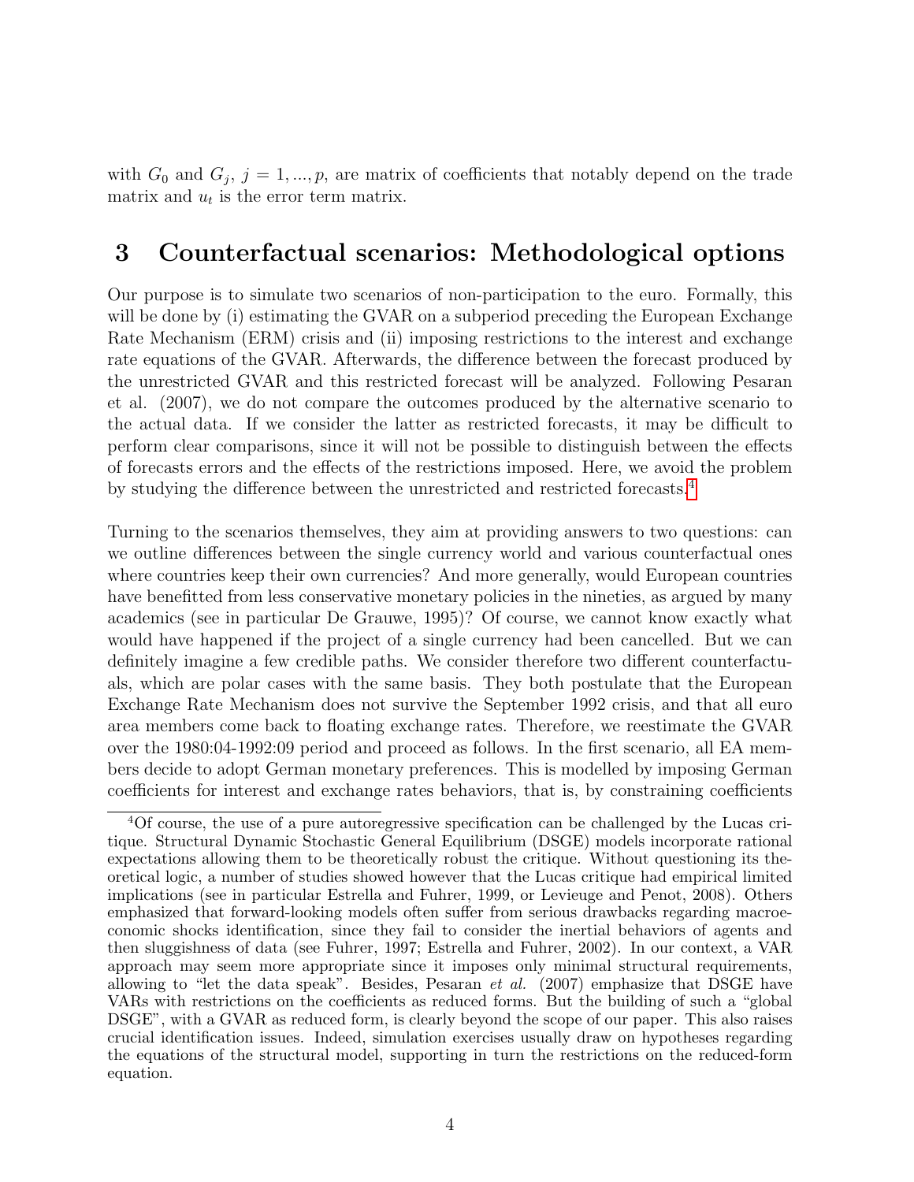with $G_0$ and $G_j$, $j = 1, ..., p$, are matrix of coefficients that notably depend on the trade matrix and $u_t$ is the error term matrix.

# 3 Counterfactual scenarios: Methodological options

Our purpose is to simulate two scenarios of non-participation to the euro. Formally, this will be done by (i) estimating the GVAR on a subperiod preceding the European Exchange Rate Mechanism (ERM) crisis and (ii) imposing restrictions to the interest and exchange rate equations of the GVAR. Afterwards, the difference between the forecast produced by the unrestricted GVAR and this restricted forecast will be analyzed. Following Pesaran et al. (2007), we do not compare the outcomes produced by the alternative scenario to the actual data. If we consider the latter as restricted forecasts, it may be difficult to perform clear comparisons, since it will not be possible to distinguish between the effects of forecasts errors and the effects of the restrictions imposed. Here, we avoid the problem by studying the difference between the unrestricted and restricted forecasts.[4]

Turning to the scenarios themselves, they aim at providing answers to two questions: can we outline differences between the single currency world and various counterfactual ones where countries keep their own currencies? And more generally, would European countries have benefitted from less conservative monetary policies in the nineties, as argued by many academics (see in particular De Grauwe, 1995)? Of course, we cannot know exactly what would have happened if the project of a single currency had been cancelled. But we can definitely imagine a few credible paths. We consider therefore two different counterfactuals, which are polar cases with the same basis. They both postulate that the European Exchange Rate Mechanism does not survive the September 1992 crisis, and that all euro area members come back to floating exchange rates. Therefore, we reestimate the GVAR over the 1980:04-1992:09 period and proceed as follows. In the first scenario, all EA members decide to adopt German monetary preferences. This is modelled by imposing German coefficients for interest and exchange rates behaviors, that is, by constraining coefficients

[4] Of course, the use of a pure autoregressive specification can be challenged by the Lucas critique. Structural Dynamic Stochastic General Equilibrium (DSGE) models incorporate rational expectations allowing them to be theoretically robust the critique. Without questioning its theoretical logic, a number of studies showed however that the Lucas critique had empirical limited implications (see in particular Estrella and Fuhrer, 1999, or Levieuge and Penot, 2008). Others emphasized that forward-looking models often suffer from serious drawbacks regarding macroeconomic shocks identification, since they fail to consider the inertial behaviors of agents and then sluggishness of data (see Fuhrer, 1997; Estrella and Fuhrer, 2002). In our context, a VAR approach may seem more appropriate since it imposes only minimal structural requirements, allowing to "let the data speak". Besides, Pesaran *et al.* (2007) emphasize that DSGE have VARs with restrictions on the coefficients as reduced forms. But the building of such a "global DSGE", with a GVAR as reduced form, is clearly beyond the scope of our paper. This also raises crucial identification issues. Indeed, simulation exercises usually draw on hypotheses regarding the equations of the structural model, supporting in turn the restrictions on the reduced-form equation.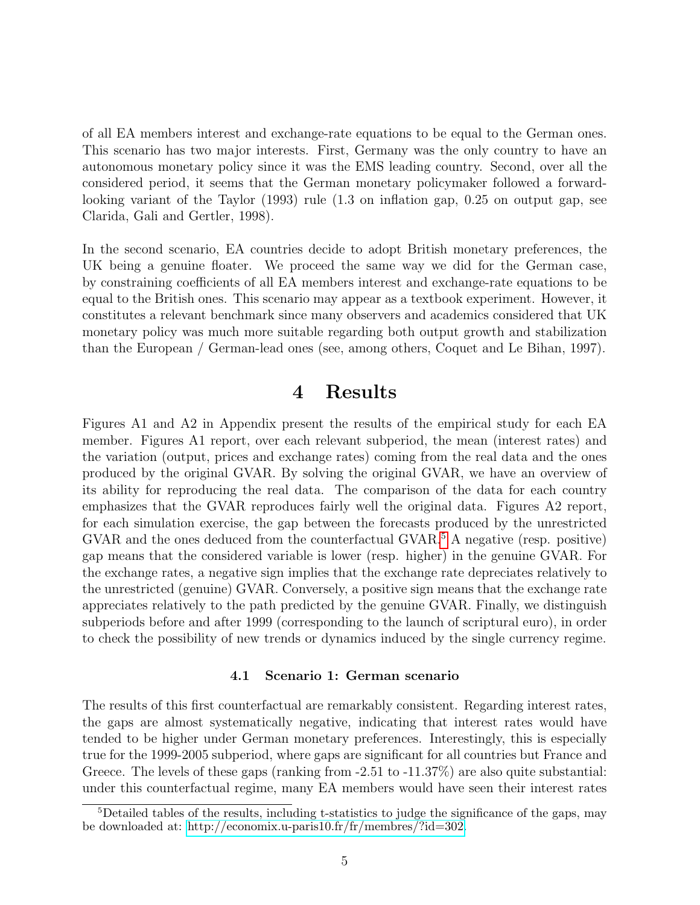of all EA members interest and exchange-rate equations to be equal to the German ones. This scenario has two major interests. First, Germany was the only country to have an autonomous monetary policy since it was the EMS leading country. Second, over all the considered period, it seems that the German monetary policymaker followed a forward-looking variant of the Taylor (1993) rule (1.3 on inflation gap, 0.25 on output gap, see Clarida, Gali and Gertler, 1998).

In the second scenario, EA countries decide to adopt British monetary preferences, the UK being a genuine floater. We proceed the same way we did for the German case, by constraining coefficients of all EA members interest and exchange-rate equations to be equal to the British ones. This scenario may appear as a textbook experiment. However, it constitutes a relevant benchmark since many observers and academics considered that UK monetary policy was much more suitable regarding both output growth and stabilization than the European / German-lead ones (see, among others, Coquet and Le Bihan, 1997).

# 4 Results

Figures A1 and A2 in Appendix present the results of the empirical study for each EA member. Figures A1 report, over each relevant subperiod, the mean (interest rates) and the variation (output, prices and exchange rates) coming from the real data and the ones produced by the original GVAR. By solving the original GVAR, we have an overview of its ability for reproducing the real data. The comparison of the data for each country emphasizes that the GVAR reproduces fairly well the original data. Figures A2 report, for each simulation exercise, the gap between the forecasts produced by the unrestricted GVAR and the ones deduced from the counterfactual GVAR.[5] A negative (resp. positive) gap means that the considered variable is lower (resp. higher) in the genuine GVAR. For the exchange rates, a negative sign implies that the exchange rate depreciates relatively to the unrestricted (genuine) GVAR. Conversely, a positive sign means that the exchange rate appreciates relatively to the path predicted by the genuine GVAR. Finally, we distinguish subperiods before and after 1999 (corresponding to the launch of scriptural euro), in order to check the possibility of new trends or dynamics induced by the single currency regime.

### 4.1 Scenario 1: German scenario

The results of this first counterfactual are remarkably consistent. Regarding interest rates, the gaps are almost systematically negative, indicating that interest rates would have tended to be higher under German monetary preferences. Interestingly, this is especially true for the 1999-2005 subperiod, where gaps are significant for all countries but France and Greece. The levels of these gaps (ranking from -2.51 to -11.37%) are also quite substantial: under this counterfactual regime, many EA members would have seen their interest rates

[5] Detailed tables of the results, including t-statistics to judge the significance of the gaps, may be downloaded at: http://economix.u-paris10.fr/fr/membres/?id=302.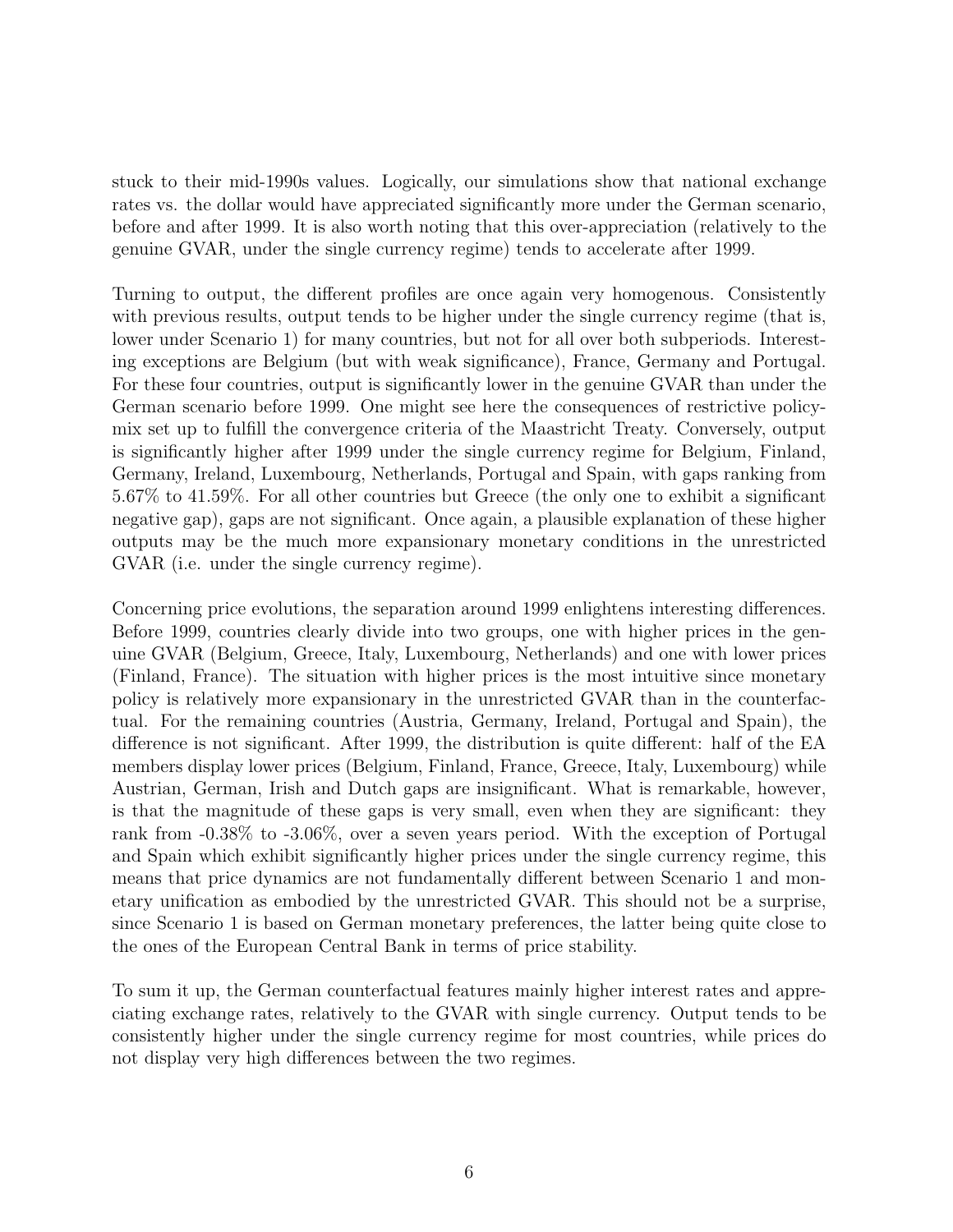stuck to their mid-1990s values. Logically, our simulations show that national exchange rates vs. the dollar would have appreciated significantly more under the German scenario, before and after 1999. It is also worth noting that this over-appreciation (relatively to the genuine GVAR, under the single currency regime) tends to accelerate after 1999.

Turning to output, the different profiles are once again very homogenous. Consistently with previous results, output tends to be higher under the single currency regime (that is, lower under Scenario 1) for many countries, but not for all over both subperiods. Interesting exceptions are Belgium (but with weak significance), France, Germany and Portugal. For these four countries, output is significantly lower in the genuine GVAR than under the German scenario before 1999. One might see here the consequences of restrictive policy-mix set up to fulfill the convergence criteria of the Maastricht Treaty. Conversely, output is significantly higher after 1999 under the single currency regime for Belgium, Finland, Germany, Ireland, Luxembourg, Netherlands, Portugal and Spain, with gaps ranking from 5.67% to 41.59%. For all other countries but Greece (the only one to exhibit a significant negative gap), gaps are not significant. Once again, a plausible explanation of these higher outputs may be the much more expansionary monetary conditions in the unrestricted GVAR (i.e. under the single currency regime).

Concerning price evolutions, the separation around 1999 enlightens interesting differences. Before 1999, countries clearly divide into two groups, one with higher prices in the genuine GVAR (Belgium, Greece, Italy, Luxembourg, Netherlands) and one with lower prices (Finland, France). The situation with higher prices is the most intuitive since monetary policy is relatively more expansionary in the unrestricted GVAR than in the counterfactual. For the remaining countries (Austria, Germany, Ireland, Portugal and Spain), the difference is not significant. After 1999, the distribution is quite different: half of the EA members display lower prices (Belgium, Finland, France, Greece, Italy, Luxembourg) while Austrian, German, Irish and Dutch gaps are insignificant. What is remarkable, however, is that the magnitude of these gaps is very small, even when they are significant: they rank from -0.38% to -3.06%, over a seven years period. With the exception of Portugal and Spain which exhibit significantly higher prices under the single currency regime, this means that price dynamics are not fundamentally different between Scenario 1 and monetary unification as embodied by the unrestricted GVAR. This should not be a surprise, since Scenario 1 is based on German monetary preferences, the latter being quite close to the ones of the European Central Bank in terms of price stability.

To sum it up, the German counterfactual features mainly higher interest rates and appreciating exchange rates, relatively to the GVAR with single currency. Output tends to be consistently higher under the single currency regime for most countries, while prices do not display very high differences between the two regimes.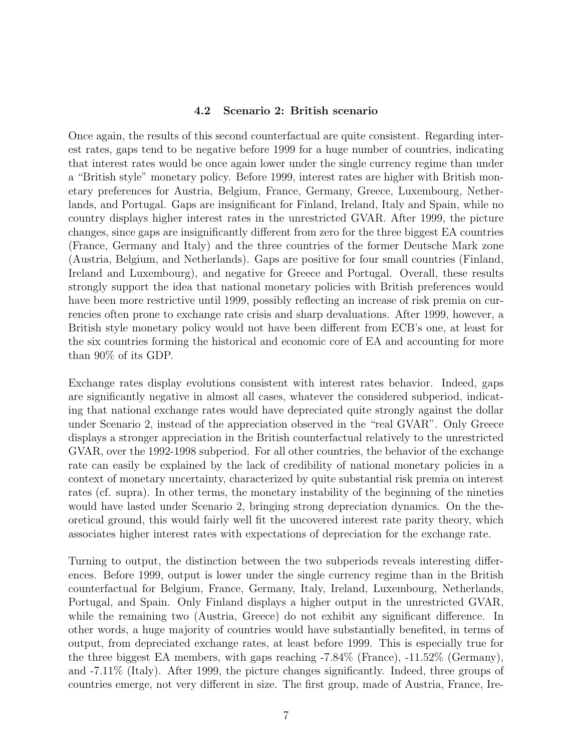### 4.2 Scenario 2: British scenario

Once again, the results of this second counterfactual are quite consistent. Regarding interest rates, gaps tend to be negative before 1999 for a huge number of countries, indicating that interest rates would be once again lower under the single currency regime than under a "British style" monetary policy. Before 1999, interest rates are higher with British monetary preferences for Austria, Belgium, France, Germany, Greece, Luxembourg, Netherlands, and Portugal. Gaps are insignificant for Finland, Ireland, Italy and Spain, while no country displays higher interest rates in the unrestricted GVAR. After 1999, the picture changes, since gaps are insignificantly different from zero for the three biggest EA countries (France, Germany and Italy) and the three countries of the former Deutsche Mark zone (Austria, Belgium, and Netherlands). Gaps are positive for four small countries (Finland, Ireland and Luxembourg), and negative for Greece and Portugal. Overall, these results strongly support the idea that national monetary policies with British preferences would have been more restrictive until 1999, possibly reflecting an increase of risk premia on currencies often prone to exchange rate crisis and sharp devaluations. After 1999, however, a British style monetary policy would not have been different from ECB's one, at least for the six countries forming the historical and economic core of EA and accounting for more than 90% of its GDP.

Exchange rates display evolutions consistent with interest rates behavior. Indeed, gaps are significantly negative in almost all cases, whatever the considered subperiod, indicating that national exchange rates would have depreciated quite strongly against the dollar under Scenario 2, instead of the appreciation observed in the "real GVAR". Only Greece displays a stronger appreciation in the British counterfactual relatively to the unrestricted GVAR, over the 1992-1998 subperiod. For all other countries, the behavior of the exchange rate can easily be explained by the lack of credibility of national monetary policies in a context of monetary uncertainty, characterized by quite substantial risk premia on interest rates (cf. supra). In other terms, the monetary instability of the beginning of the nineties would have lasted under Scenario 2, bringing strong depreciation dynamics. On the theoretical ground, this would fairly well fit the uncovered interest rate parity theory, which associates higher interest rates with expectations of depreciation for the exchange rate.

Turning to output, the distinction between the two subperiods reveals interesting differences. Before 1999, output is lower under the single currency regime than in the British counterfactual for Belgium, France, Germany, Italy, Ireland, Luxembourg, Netherlands, Portugal, and Spain. Only Finland displays a higher output in the unrestricted GVAR, while the remaining two (Austria, Greece) do not exhibit any significant difference. In other words, a huge majority of countries would have substantially benefited, in terms of output, from depreciated exchange rates, at least before 1999. This is especially true for the three biggest EA members, with gaps reaching -7.84% (France), -11.52% (Germany), and -7.11% (Italy). After 1999, the picture changes significantly. Indeed, three groups of countries emerge, not very different in size. The first group, made of Austria, France, Ire-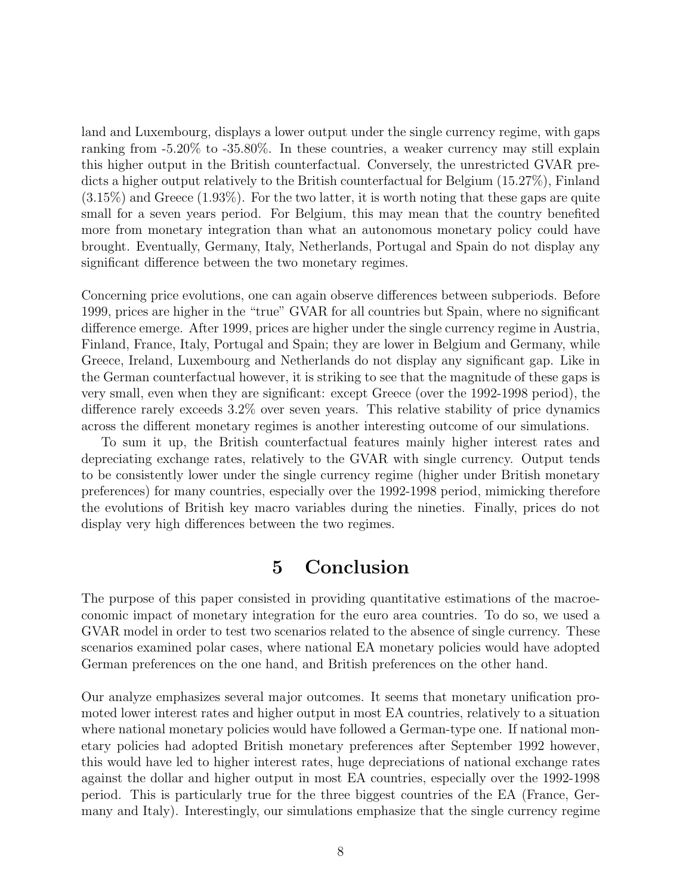land and Luxembourg, displays a lower output under the single currency regime, with gaps ranking from -5.20% to -35.80%. In these countries, a weaker currency may still explain this higher output in the British counterfactual. Conversely, the unrestricted GVAR predicts a higher output relatively to the British counterfactual for Belgium (15.27%), Finland (3.15%) and Greece (1.93%). For the two latter, it is worth noting that these gaps are quite small for a seven years period. For Belgium, this may mean that the country benefited more from monetary integration than what an autonomous monetary policy could have brought. Eventually, Germany, Italy, Netherlands, Portugal and Spain do not display any significant difference between the two monetary regimes.

Concerning price evolutions, one can again observe differences between subperiods. Before 1999, prices are higher in the "true" GVAR for all countries but Spain, where no significant difference emerge. After 1999, prices are higher under the single currency regime in Austria, Finland, France, Italy, Portugal and Spain; they are lower in Belgium and Germany, while Greece, Ireland, Luxembourg and Netherlands do not display any significant gap. Like in the German counterfactual however, it is striking to see that the magnitude of these gaps is very small, even when they are significant: except Greece (over the 1992-1998 period), the difference rarely exceeds 3.2% over seven years. This relative stability of price dynamics across the different monetary regimes is another interesting outcome of our simulations.

To sum it up, the British counterfactual features mainly higher interest rates and depreciating exchange rates, relatively to the GVAR with single currency. Output tends to be consistently lower under the single currency regime (higher under British monetary preferences) for many countries, especially over the 1992-1998 period, mimicking therefore the evolutions of British key macro variables during the nineties. Finally, prices do not display very high differences between the two regimes.

# 5 Conclusion

The purpose of this paper consisted in providing quantitative estimations of the macroeconomic impact of monetary integration for the euro area countries. To do so, we used a GVAR model in order to test two scenarios related to the absence of single currency. These scenarios examined polar cases, where national EA monetary policies would have adopted German preferences on the one hand, and British preferences on the other hand.

Our analyze emphasizes several major outcomes. It seems that monetary unification promoted lower interest rates and higher output in most EA countries, relatively to a situation where national monetary policies would have followed a German-type one. If national monetary policies had adopted British monetary preferences after September 1992 however, this would have led to higher interest rates, huge depreciations of national exchange rates against the dollar and higher output in most EA countries, especially over the 1992-1998 period. This is particularly true for the three biggest countries of the EA (France, Germany and Italy). Interestingly, our simulations emphasize that the single currency regime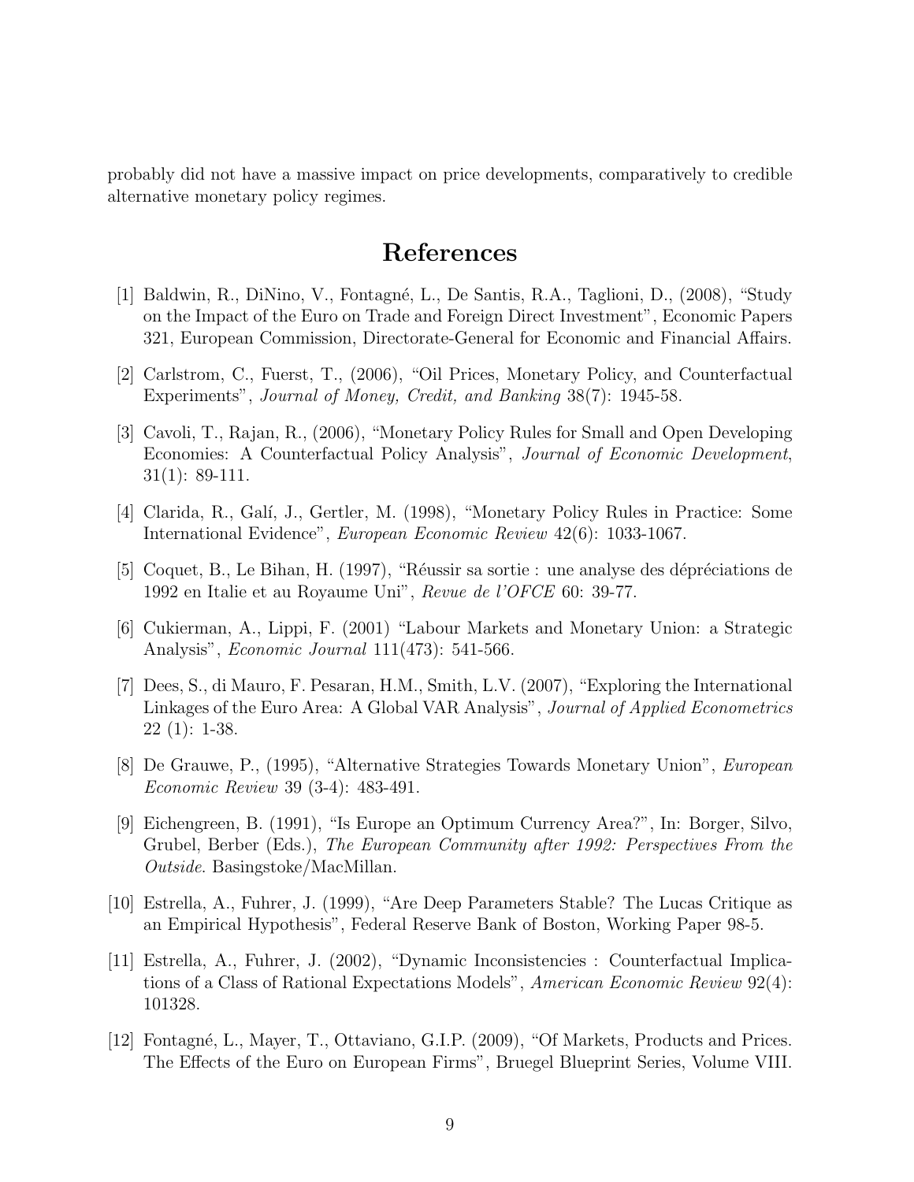probably did not have a massive impact on price developments, comparatively to credible alternative monetary policy regimes.

# References

[1] Baldwin, R., DiNino, V., Fontagné, L., De Santis, R.A., Taglioni, D., (2008), "Study on the Impact of the Euro on Trade and Foreign Direct Investment", Economic Papers 321, European Commission, Directorate-General for Economic and Financial Affairs.

[2] Carlstrom, C., Fuerst, T., (2006), "Oil Prices, Monetary Policy, and Counterfactual Experiments", *Journal of Money, Credit, and Banking* 38(7): 1945-58.

[3] Cavoli, T., Rajan, R., (2006), "Monetary Policy Rules for Small and Open Developing Economies: A Counterfactual Policy Analysis", *Journal of Economic Development*, 31(1): 89-111.

[4] Clarida, R., Galí, J., Gertler, M. (1998), "Monetary Policy Rules in Practice: Some International Evidence", *European Economic Review* 42(6): 1033-1067.

[5] Coquet, B., Le Bihan, H. (1997), "Réussir sa sortie : une analyse des dépréciations de 1992 en Italie et au Royaume Uni", *Revue de l'OFCE* 60: 39-77.

[6] Cukierman, A., Lippi, F. (2001) "Labour Markets and Monetary Union: a Strategic Analysis", *Economic Journal* 111(473): 541-566.

[7] Dees, S., di Mauro, F. Pesaran, H.M., Smith, L.V. (2007), "Exploring the International Linkages of the Euro Area: A Global VAR Analysis", *Journal of Applied Econometrics* 22 (1): 1-38.

[8] De Grauwe, P., (1995), "Alternative Strategies Towards Monetary Union", *European Economic Review* 39 (3-4): 483-491.

[9] Eichengreen, B. (1991), "Is Europe an Optimum Currency Area?", In: Borger, Silvo, Grubel, Berber (Eds.), *The European Community after 1992: Perspectives From the Outside*. Basingstoke/MacMillan.

[10] Estrella, A., Fuhrer, J. (1999), "Are Deep Parameters Stable? The Lucas Critique as an Empirical Hypothesis", Federal Reserve Bank of Boston, Working Paper 98-5.

[11] Estrella, A., Fuhrer, J. (2002), "Dynamic Inconsistencies : Counterfactual Implications of a Class of Rational Expectations Models", *American Economic Review* 92(4): 101328.

[12] Fontagné, L., Mayer, T., Ottaviano, G.I.P. (2009), "Of Markets, Products and Prices. The Effects of the Euro on European Firms", Bruegel Blueprint Series, Volume VIII.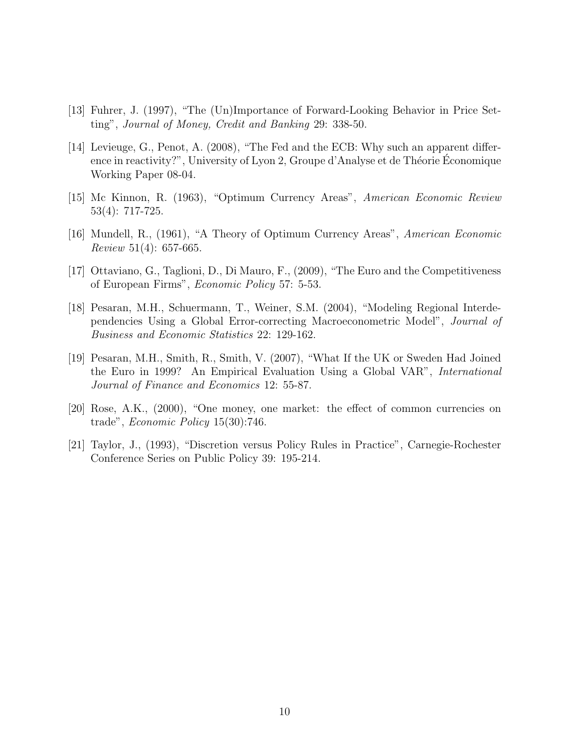[13] Fuhrer, J. (1997), "The (Un)Importance of Forward-Looking Behavior in Price Setting", *Journal of Money, Credit and Banking* 29: 338-50.

[14] Levieuge, G., Penot, A. (2008), "The Fed and the ECB: Why such an apparent difference in reactivity?", University of Lyon 2, Groupe d'Analyse et de Théorie Économique Working Paper 08-04.

[15] Mc Kinnon, R. (1963), "Optimum Currency Areas", *American Economic Review* 53(4): 717-725.

[16] Mundell, R., (1961), "A Theory of Optimum Currency Areas", *American Economic Review* 51(4): 657-665.

[17] Ottaviano, G., Taglioni, D., Di Mauro, F., (2009), "The Euro and the Competitiveness of European Firms", *Economic Policy* 57: 5-53.

[18] Pesaran, M.H., Schuermann, T., Weiner, S.M. (2004), "Modeling Regional Interdependencies Using a Global Error-correcting Macroeconometric Model", *Journal of Business and Economic Statistics* 22: 129-162.

[19] Pesaran, M.H., Smith, R., Smith, V. (2007), "What If the UK or Sweden Had Joined the Euro in 1999? An Empirical Evaluation Using a Global VAR", *International Journal of Finance and Economics* 12: 55-87.

[20] Rose, A.K., (2000), "One money, one market: the effect of common currencies on trade", *Economic Policy* 15(30):746.

[21] Taylor, J., (1993), "Discretion versus Policy Rules in Practice", Carnegie-Rochester Conference Series on Public Policy 39: 195-214.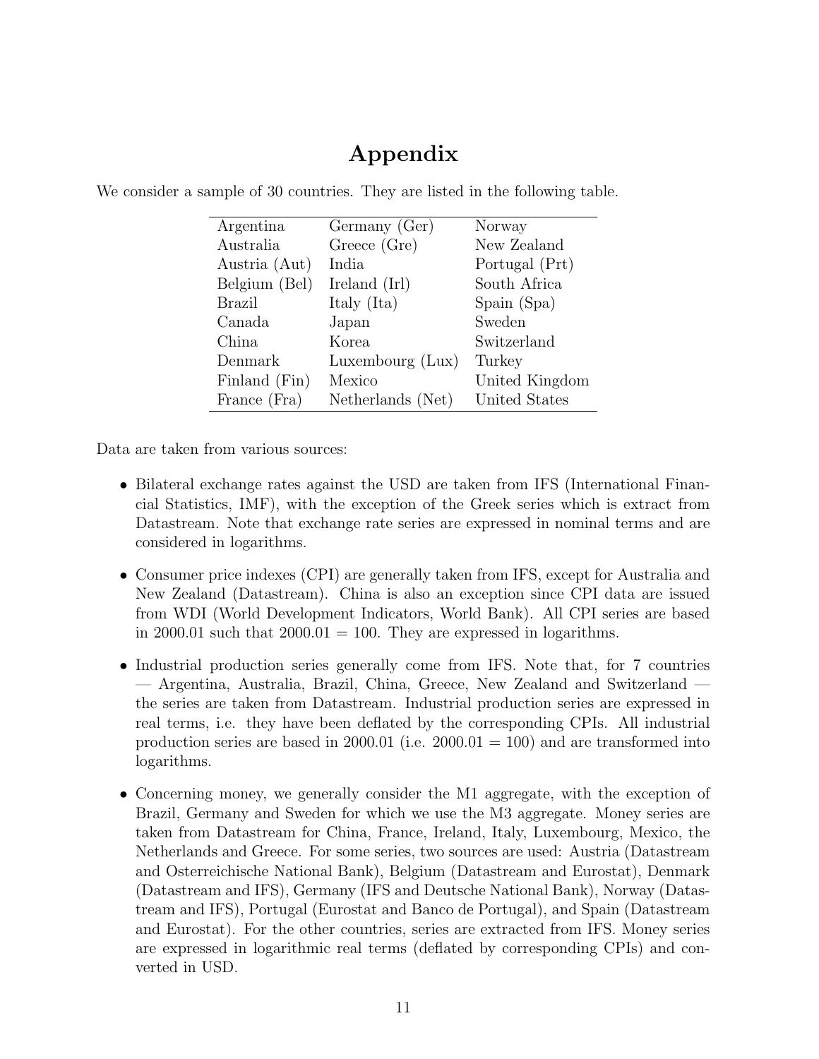# Appendix

We consider a sample of 30 countries. They are listed in the following table.

| | | |
|---|---|---|
| Argentina | Germany (Ger) | Norway |
| Australia | Greece (Gre) | New Zealand |
| Austria (Aut) | India | Portugal (Prt) |
| Belgium (Bel) | Ireland (Irl) | South Africa |
| Brazil | Italy (Ita) | Spain (Spa) |
| Canada | Japan | Sweden |
| China | Korea | Switzerland |
| Denmark | Luxembourg (Lux) | Turkey |
| Finland (Fin) | Mexico | United Kingdom |
| France (Fra) | Netherlands (Net) | United States |

Data are taken from various sources:

- Bilateral exchange rates against the USD are taken from IFS (International Financial Statistics, IMF), with the exception of the Greek series which is extract from Datastream. Note that exchange rate series are expressed in nominal terms and are considered in logarithms.
- Consumer price indexes (CPI) are generally taken from IFS, except for Australia and New Zealand (Datastream). China is also an exception since CPI data are issued from WDI (World Development Indicators, World Bank). All CPI series are based in 2000.01 such that 2000.01 = 100. They are expressed in logarithms.
- Industrial production series generally come from IFS. Note that, for 7 countries — Argentina, Australia, Brazil, China, Greece, New Zealand and Switzerland — the series are taken from Datastream. Industrial production series are expressed in real terms, i.e. they have been deflated by the corresponding CPIs. All industrial production series are based in 2000.01 (i.e. 2000.01 = 100) and are transformed into logarithms.
- Concerning money, we generally consider the M1 aggregate, with the exception of Brazil, Germany and Sweden for which we use the M3 aggregate. Money series are taken from Datastream for China, France, Ireland, Italy, Luxembourg, Mexico, the Netherlands and Greece. For some series, two sources are used: Austria (Datastream and Osterreichische National Bank), Belgium (Datastream and Eurostat), Denmark (Datastream and IFS), Germany (IFS and Deutsche National Bank), Norway (Datastream and IFS), Portugal (Eurostat and Banco de Portugal), and Spain (Datastream and Eurostat). For the other countries, series are extracted from IFS. Money series are expressed in logarithmic real terms (deflated by corresponding CPIs) and converted in USD.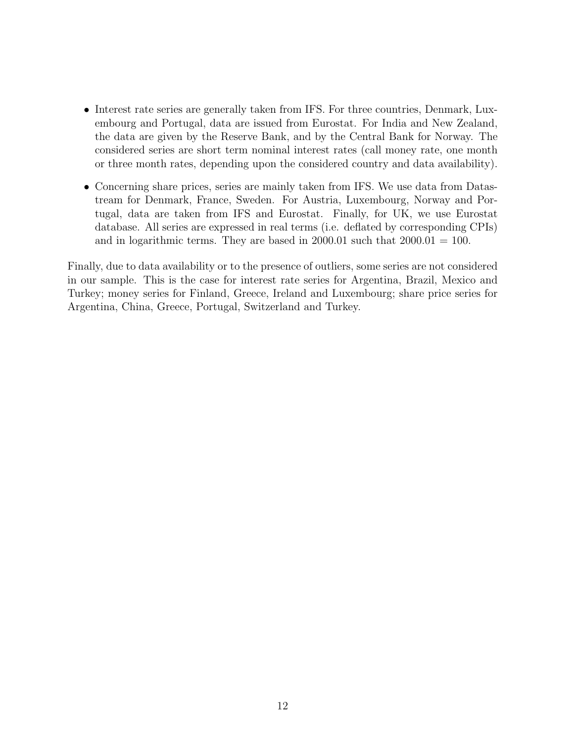- Interest rate series are generally taken from IFS. For three countries, Denmark, Luxembourg and Portugal, data are issued from Eurostat. For India and New Zealand, the data are given by the Reserve Bank, and by the Central Bank for Norway. The considered series are short term nominal interest rates (call money rate, one month or three month rates, depending upon the considered country and data availability).
- Concerning share prices, series are mainly taken from IFS. We use data from Datastream for Denmark, France, Sweden. For Austria, Luxembourg, Norway and Portugal, data are taken from IFS and Eurostat. Finally, for UK, we use Eurostat database. All series are expressed in real terms (i.e. deflated by corresponding CPIs) and in logarithmic terms. They are based in 2000.01 such that 2000.01 = 100.

Finally, due to data availability or to the presence of outliers, some series are not considered in our sample. This is the case for interest rate series for Argentina, Brazil, Mexico and Turkey; money series for Finland, Greece, Ireland and Luxembourg; share price series for Argentina, China, Greece, Portugal, Switzerland and Turkey.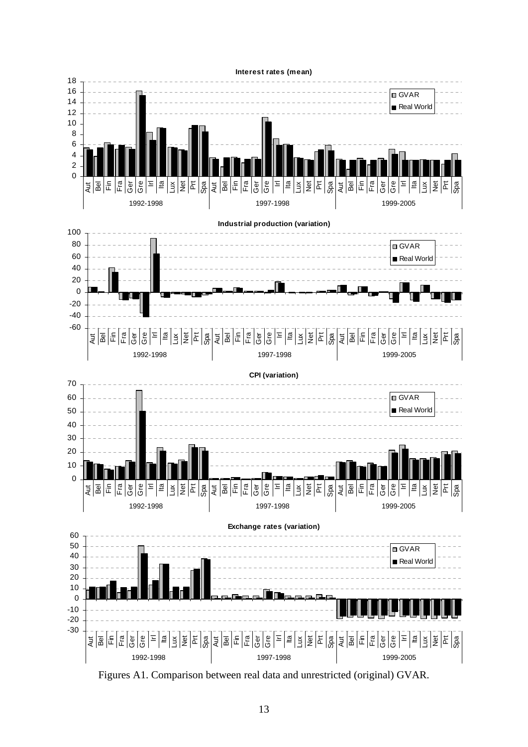Figures A1. Comparison between real data and unrestricted (original) GVAR.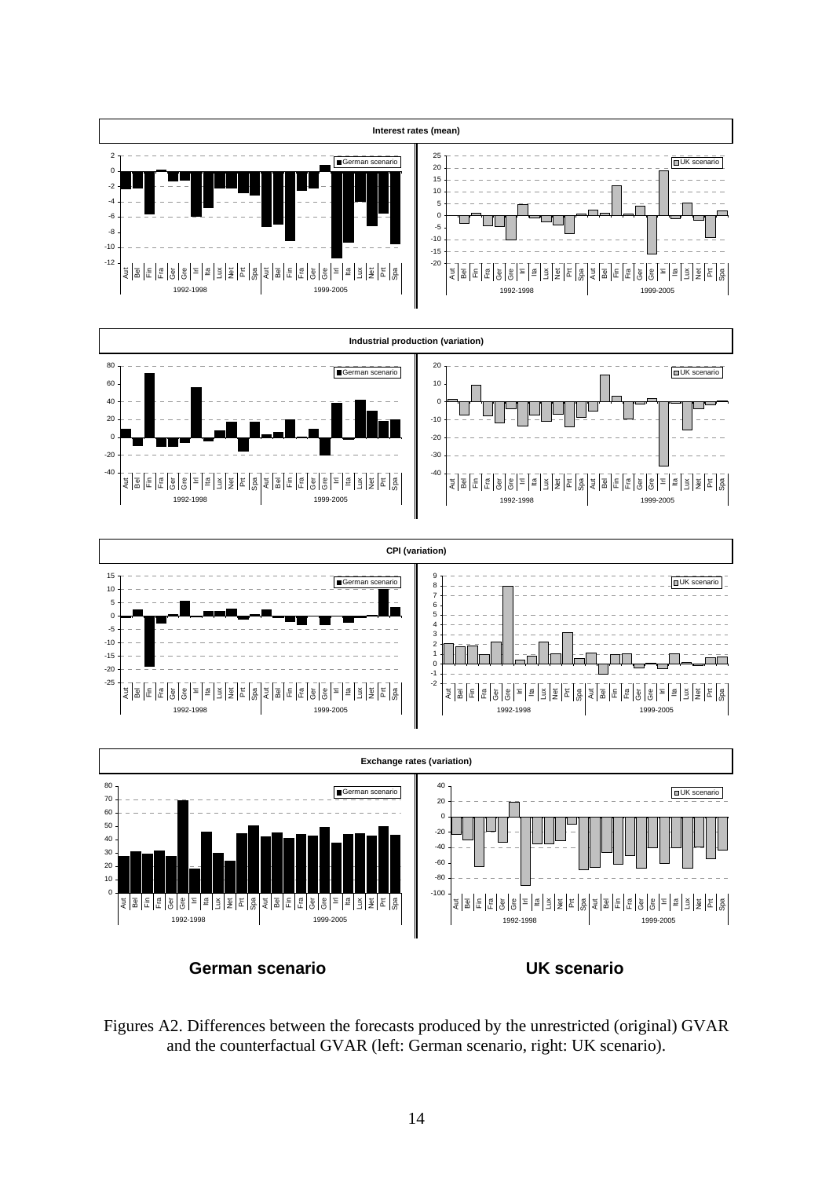Interest rates (mean)

German scenario

2
0
-2
-4
-6
-8
-10
-12

Aut Bel Fin Fra Ger Gre Irl Ita Lux Net Prt Spa Aut Bel Fin Fra Ger Gre Irl Ita Lux Net Prt Spa

1992-1998 1999-2005

UK scenario

25
20
15
10
5
0
-5
-10
-15
-20

Aut Bel Fin Fra Ger Gre Irl Ita Lux Net Prt Spa Aut Bel Fin Fra Ger Gre Irl Ita Lux Net Prt Spa

1992-1998 1999-2005

Industrial production (variation)

German scenario

80
60
40
20
0
-20
-40

Aut Bel Fin Fra Ger Gre Irl Ita Lux Net Prt Spa Aut Bel Fin Fra Ger Gre Irl Ita Lux Net Prt Spa

1992-1998 1999-2005

UK scenario

20
10
0
-10
-20
-30
-40

Aut Bel Fin Fra Ger Gre Irl Ita Lux Net Prt Spa Aut Bel Fin Fra Ger Gre Irl Ita Lux Net Prt Spa

1992-1998 1999-2005

CPI (variation)

German scenario

15
10
5
0
-5
-10
-15
-20
-25

Aut Bel Fin Fra Ger Gre Irl Ita Lux Net Prt Spa Aut Bel Fin Fra Ger Gre Irl Ita Lux Net Prt Spa

1992-1998 1999-2005

UK scenario

9
8
7
6
5
4
3
2
1
0
-1
-2

Aut Bel Fin Fra Ger Gre Irl Ita Lux Net Prt Spa Aut Bel Fin Fra Ger Gre Irl Ita Lux Net Prt Spa

1992-1998 1999-2005

Exchange rates (variation)

German scenario

80
70
60
50
40
30
20
10
0

Aut Bel Fin Fra Ger Gre Irl Ita Lux Net Prt Spa Aut Bel Fin Fra Ger Gre Irl Ita Lux Net Prt Spa

1992-1998 1999-2005

UK scenario

40
20
0
-20
-40
-60
-80
-100

Aut Bel Fin Fra Ger Gre Irl Ita Lux Net Prt Spa Aut Bel Fin Fra Ger Gre Irl Ita Lux Net Prt Spa

1992-1998 1999-2005

**German scenario** **UK scenario**

Figures A2. Differences between the forecasts produced by the unrestricted (original) GVAR and the counterfactual GVAR (left: German scenario, right: UK scenario).